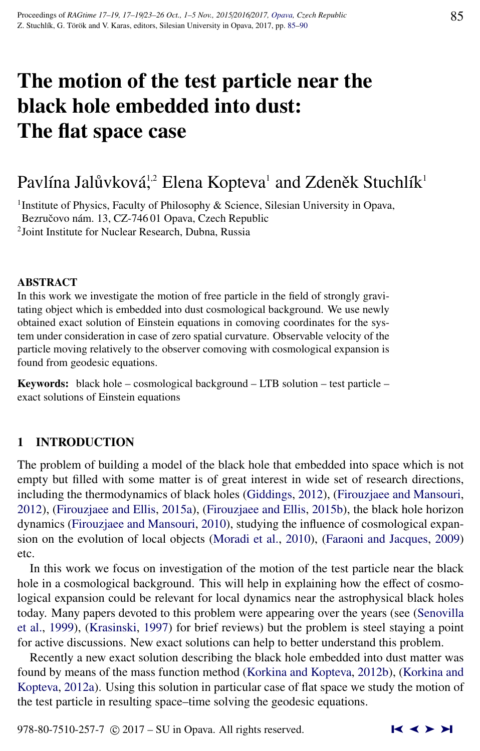# The motion of the test particle near the black hole embedded into dust: The flat space case

Pavlína Jalůvková,[1,2] Elena Kopteva[1] and Zdeněk Stuchlík[1]

[1]Institute of Physics, Faculty of Philosophy & Science, Silesian University in Opava, Bezručovo nám. 13, CZ-746 01 Opava, Czech Republic
[2]Joint Institute for Nuclear Research, Dubna, Russia

## ABSTRACT

In this work we investigate the motion of free particle in the field of strongly gravitating object which is embedded into dust cosmological background. We use newly obtained exact solution of Einstein equations in comoving coordinates for the system under consideration in case of zero spatial curvature. Observable velocity of the particle moving relatively to the observer comoving with cosmological expansion is found from geodesic equations.

**Keywords:** black hole – cosmological background – LTB solution – test particle – exact solutions of Einstein equations

## 1 INTRODUCTION

The problem of building a model of the black hole that embedded into space which is not empty but filled with some matter is of great interest in wide set of research directions, including the thermodynamics of black holes (Giddings, 2012), (Firouzjaee and Mansouri, 2012), (Firouzjaee and Ellis, 2015a), (Firouzjaee and Ellis, 2015b), the black hole horizon dynamics (Firouzjaee and Mansouri, 2010), studying the influence of cosmological expansion on the evolution of local objects (Moradi et al., 2010), (Faraoni and Jacques, 2009) etc.

In this work we focus on investigation of the motion of the test particle near the black hole in a cosmological background. This will help in explaining how the effect of cosmological expansion could be relevant for local dynamics near the astrophysical black holes today. Many papers devoted to this problem were appearing over the years (see (Senovilla et al., 1999), (Krasinski, 1997) for brief reviews) but the problem is steel staying a point for active discussions. New exact solutions can help to better understand this problem.

Recently a new exact solution describing the black hole embedded into dust matter was found by means of the mass function method (Korkina and Kopteva, 2012b), (Korkina and Kopteva, 2012a). Using this solution in particular case of flat space we study the motion of the test particle in resulting space–time solving the geodesic equations.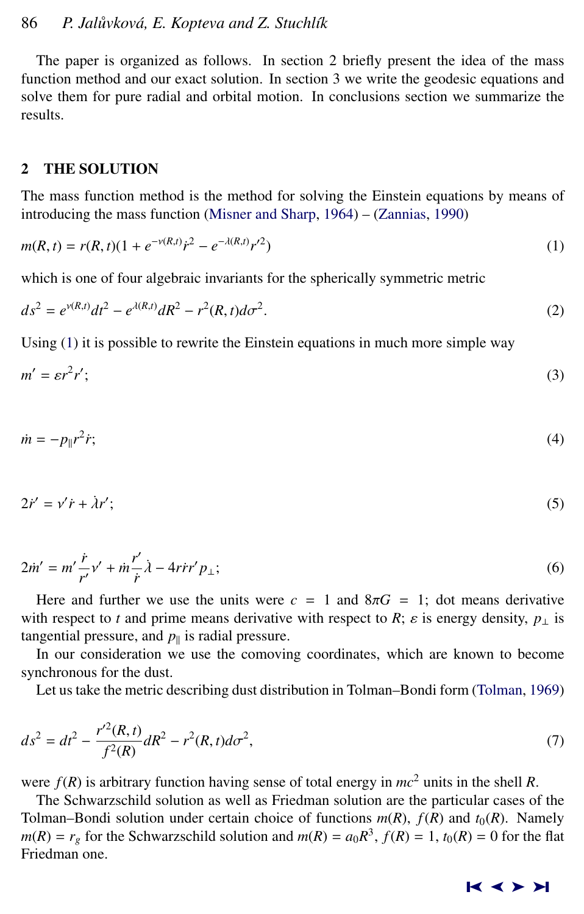The paper is organized as follows. In section 2 briefly present the idea of the mass function method and our exact solution. In section 3 we write the geodesic equations and solve them for pure radial and orbital motion. In conclusions section we summarize the results.

## 2 THE SOLUTION

The mass function method is the method for solving the Einstein equations by means of introducing the mass function (Misner and Sharp, 1964) – (Zannias, 1990)

$$m(R,t) = r(R,t)(1 + e^{-\nu(R,t)}\dot{r}^2 - e^{-\lambda(R,t)}r'^2) \tag{1}$$

which is one of four algebraic invariants for the spherically symmetric metric

$$ds^2 = e^{\nu(R,t)}dt^2 - e^{\lambda(R,t)}dR^2 - r^2(R,t)d\sigma^2. \tag{2}$$

Using (1) it is possible to rewrite the Einstein equations in much more simple way

$$m' = \varepsilon r^2 r'; \tag{3}$$

$$\dot{m} = -p_{\parallel} r^2 \dot{r}; \tag{4}$$

$$2\dot{r}' = \nu' \dot{r} + \dot{\lambda} r'; \tag{5}$$

$$2\dot{m}' = m' \frac{\dot{r}}{r'} \nu' + \dot{m} \frac{r'}{\dot{r}} \dot{\lambda} - 4r\dot{r}r' p_{\perp}; \tag{6}$$

Here and further we use the units were $c = 1$ and $8\pi G = 1$; dot means derivative with respect to $t$ and prime means derivative with respect to $R$; $\varepsilon$ is energy density, $p_{\perp}$ is tangential pressure, and $p_{\parallel}$ is radial pressure.

In our consideration we use the comoving coordinates, which are known to become synchronous for the dust.

Let us take the metric describing dust distribution in Tolman–Bondi form (Tolman, 1969)

$$ds^2 = dt^2 - \frac{r'^2(R,t)}{f^2(R)} dR^2 - r^2(R,t)d\sigma^2, \tag{7}$$

were $f(R)$ is arbitrary function having sense of total energy in $mc^2$ units in the shell $R$.

The Schwarzschild solution as well as Friedman solution are the particular cases of the Tolman–Bondi solution under certain choice of functions $m(R)$, $f(R)$ and $t_0(R)$. Namely $m(R) = r_g$ for the Schwarzschild solution and $m(R) = a_0 R^3$, $f(R) = 1$, $t_0(R) = 0$ for the flat Friedman one.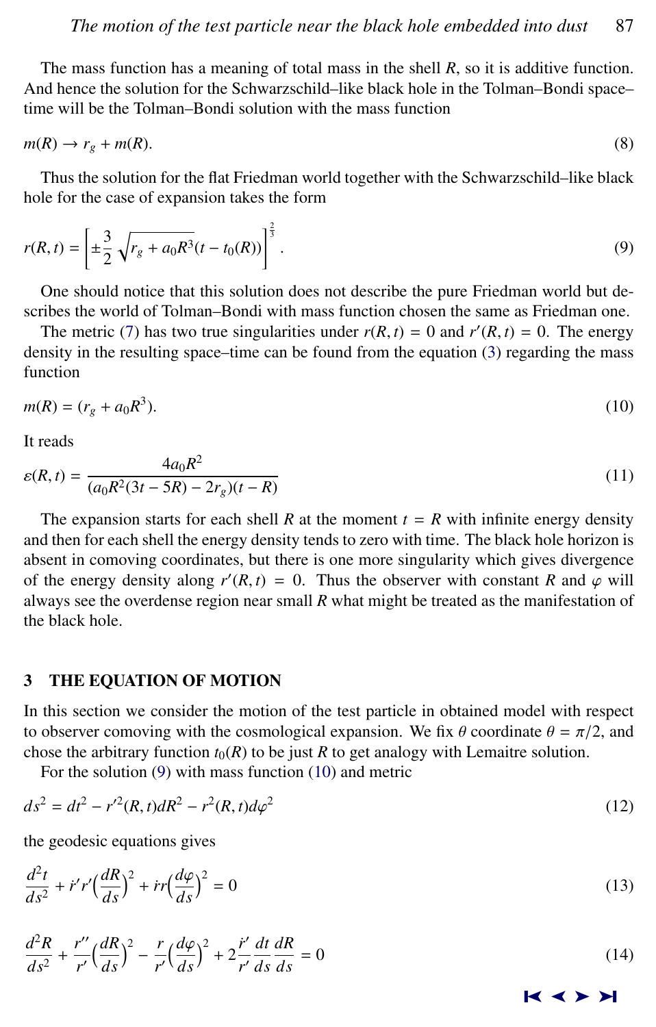The mass function has a meaning of total mass in the shell $R$, so it is additive function. And hence the solution for the Schwarzschild–like black hole in the Tolman–Bondi space–time will be the Tolman–Bondi solution with the mass function

$$m(R) \to r_g + m(R). \tag{8}$$

Thus the solution for the flat Friedman world together with the Schwarzschild–like black hole for the case of expansion takes the form

$$r(R,t) = \left[ \pm\frac{3}{2}\sqrt{r_g + a_0 R^3}(t - t_0(R)) \right]^{\frac{2}{3}}. \tag{9}$$

One should notice that this solution does not describe the pure Friedman world but describes the world of Tolman–Bondi with mass function chosen the same as Friedman one.

The metric (7) has two true singularities under $r(R,t) = 0$ and $r'(R,t) = 0$. The energy density in the resulting space–time can be found from the equation (3) regarding the mass function

$$m(R) = (r_g + a_0 R^3). \tag{10}$$

It reads

$$\varepsilon(R,t) = \frac{4a_0 R^2}{(a_0 R^2(3t - 5R) - 2r_g)(t - R)} \tag{11}$$

The expansion starts for each shell $R$ at the moment $t = R$ with infinite energy density and then for each shell the energy density tends to zero with time. The black hole horizon is absent in comoving coordinates, but there is one more singularity which gives divergence of the energy density along $r'(R,t) = 0$. Thus the observer with constant $R$ and $\varphi$ will always see the overdense region near small $R$ what might be treated as the manifestation of the black hole.

## 3 THE EQUATION OF MOTION

In this section we consider the motion of the test particle in obtained model with respect to observer comoving with the cosmological expansion. We fix $\theta$ coordinate $\theta = \pi/2$, and chose the arbitrary function $t_0(R)$ to be just $R$ to get analogy with Lemaitre solution.

For the solution (9) with mass function (10) and metric

$$ds^2 = dt^2 - r'^2(R,t)dR^2 - r^2(R,t)d\varphi^2 \tag{12}$$

the geodesic equations gives

$$\frac{d^2 t}{ds^2} + \dot{r}' r' \Big(\frac{dR}{ds}\Big)^2 + \dot{r} r \Big(\frac{d\varphi}{ds}\Big)^2 = 0 \tag{13}$$

$$\frac{d^2 R}{ds^2} + \frac{r''}{r'}\Big(\frac{dR}{ds}\Big)^2 - \frac{r}{r'}\Big(\frac{d\varphi}{ds}\Big)^2 + 2\frac{\dot{r}'}{r'}\frac{dt}{ds}\frac{dR}{ds} = 0 \tag{14}$$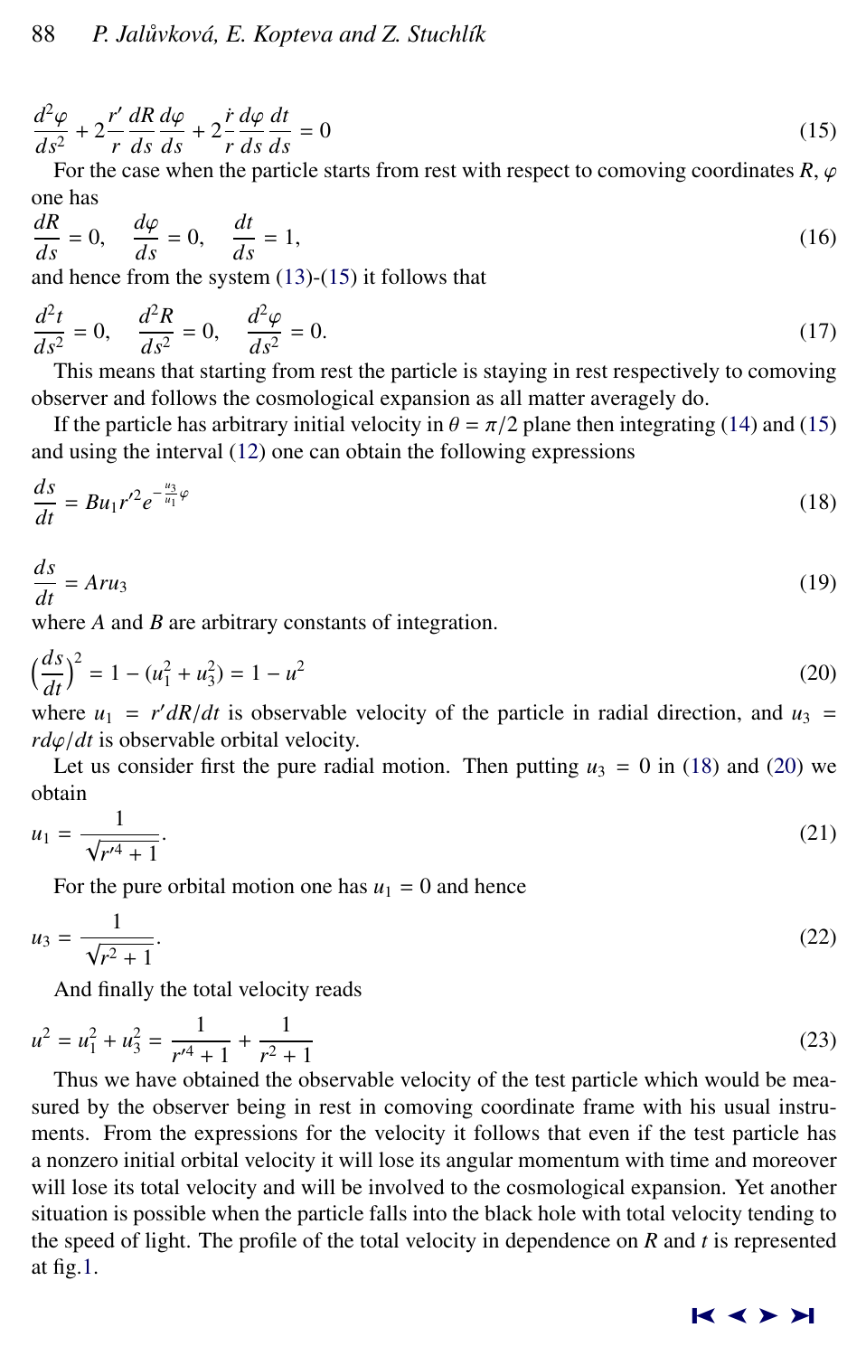$$\frac{d^2\varphi}{ds^2} + 2\frac{r'}{r}\frac{dR}{ds}\frac{d\varphi}{ds} + 2\frac{\dot{r}}{r}\frac{d\varphi}{ds}\frac{dt}{ds} = 0 \tag{15}$$

For the case when the particle starts from rest with respect to comoving coordinates $R, \varphi$ one has

$$\frac{dR}{ds} = 0, \quad \frac{d\varphi}{ds} = 0, \quad \frac{dt}{ds} = 1, \tag{16}$$

and hence from the system (13)-(15) it follows that

$$\frac{d^2t}{ds^2} = 0, \quad \frac{d^2R}{ds^2} = 0, \quad \frac{d^2\varphi}{ds^2} = 0. \tag{17}$$

This means that starting from rest the particle is staying in rest respectively to comoving observer and follows the cosmological expansion as all matter averagely do.

If the particle has arbitrary initial velocity in $\theta = \pi/2$ plane then integrating (14) and (15) and using the interval (12) one can obtain the following expressions

$$\frac{ds}{dt} = Bu_1 r'^2 e^{-\frac{u_3}{u_1}\varphi} \tag{18}$$

$$\frac{ds}{dt} = Aru_3 \tag{19}$$

where $A$ and $B$ are arbitrary constants of integration.

$$\left(\frac{ds}{dt}\right)^2 = 1 - (u_1^2 + u_3^2) = 1 - u^2 \tag{20}$$

where $u_1 = r'dR/dt$ is observable velocity of the particle in radial direction, and $u_3 = rd\varphi/dt$ is observable orbital velocity.

Let us consider first the pure radial motion. Then putting $u_3 = 0$ in (18) and (20) we obtain

$$u_1 = \frac{1}{\sqrt{r'^4 + 1}}. \tag{21}$$

For the pure orbital motion one has $u_1 = 0$ and hence

$$u_3 = \frac{1}{\sqrt{r^2 + 1}}. \tag{22}$$

And finally the total velocity reads

$$u^2 = u_1^2 + u_3^2 = \frac{1}{r'^4 + 1} + \frac{1}{r^2 + 1} \tag{23}$$

Thus we have obtained the observable velocity of the test particle which would be measured by the observer being in rest in comoving coordinate frame with his usual instruments. From the expressions for the velocity it follows that even if the test particle has a nonzero initial orbital velocity it will lose its angular momentum with time and moreover will lose its total velocity and will be involved to the cosmological expansion. Yet another situation is possible when the particle falls into the black hole with total velocity tending to the speed of light. The profile of the total velocity in dependence on $R$ and $t$ is represented at fig.1.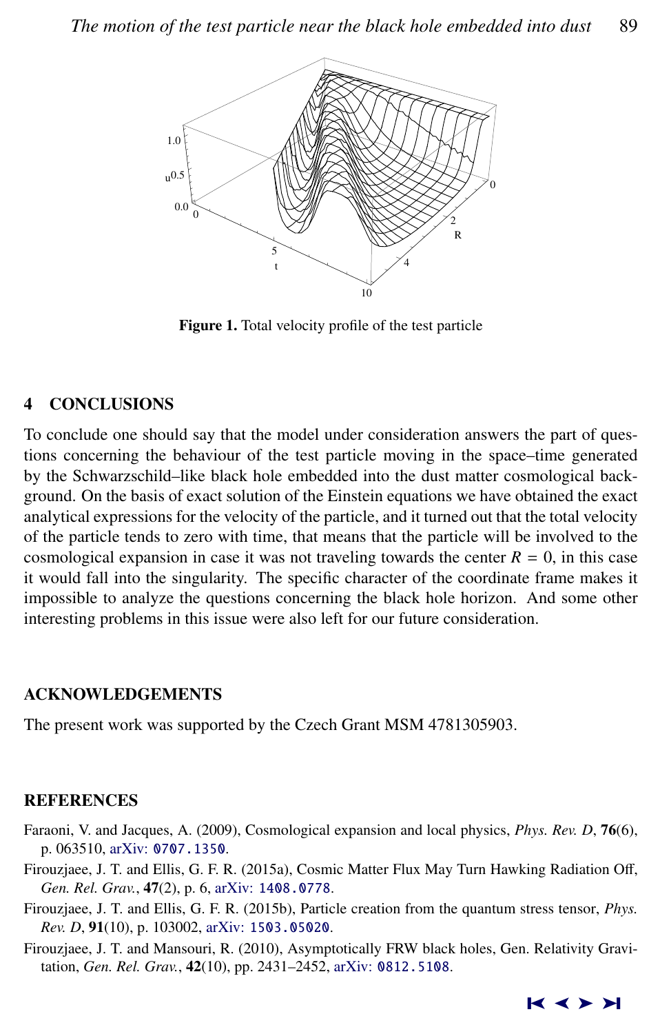Figure 1. Total velocity profile of the test particle

## 4 CONCLUSIONS

To conclude one should say that the model under consideration answers the part of questions concerning the behaviour of the test particle moving in the space–time generated by the Schwarzschild–like black hole embedded into the dust matter cosmological background. On the basis of exact solution of the Einstein equations we have obtained the exact analytical expressions for the velocity of the particle, and it turned out that the total velocity of the particle tends to zero with time, that means that the particle will be involved to the cosmological expansion in case it was not traveling towards the center $R = 0$, in this case it would fall into the singularity. The specific character of the coordinate frame makes it impossible to analyze the questions concerning the black hole horizon. And some other interesting problems in this issue were also left for our future consideration.

## ACKNOWLEDGEMENTS

The present work was supported by the Czech Grant MSM 4781305903.

## REFERENCES

Faraoni, V. and Jacques, A. (2009), Cosmological expansion and local physics, *Phys. Rev. D*, **76**(6), p. 063510, arXiv: 0707.1350.

Firouzjaee, J. T. and Ellis, G. F. R. (2015a), Cosmic Matter Flux May Turn Hawking Radiation Off, *Gen. Rel. Grav.*, **47**(2), p. 6, arXiv: 1408.0778.

Firouzjaee, J. T. and Ellis, G. F. R. (2015b), Particle creation from the quantum stress tensor, *Phys. Rev. D*, **91**(10), p. 103002, arXiv: 1503.05020.

Firouzjaee, J. T. and Mansouri, R. (2010), Asymptotically FRW black holes, Gen. Relativity Gravitation, *Gen. Rel. Grav.*, **42**(10), pp. 2431–2452, arXiv: 0812.5108.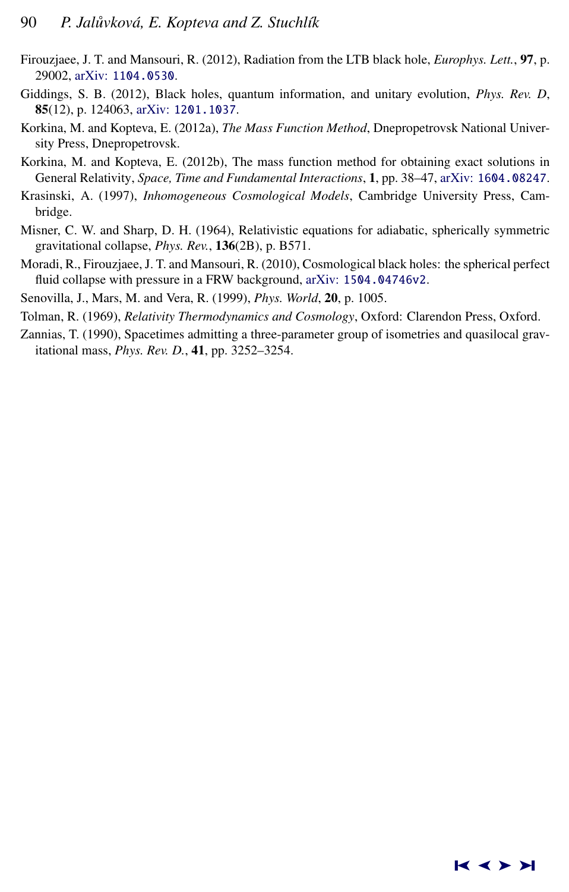Firouzjaee, J. T. and Mansouri, R. (2012), Radiation from the LTB black hole, *Europhys. Lett.*, **97**, p. 29002, arXiv: 1104.0530.

Giddings, S. B. (2012), Black holes, quantum information, and unitary evolution, *Phys. Rev. D*, **85**(12), p. 124063, arXiv: 1201.1037.

Korkina, M. and Kopteva, E. (2012a), *The Mass Function Method*, Dnepropetrovsk National University Press, Dnepropetrovsk.

Korkina, M. and Kopteva, E. (2012b), The mass function method for obtaining exact solutions in General Relativity, *Space, Time and Fundamental Interactions*, **1**, pp. 38–47, arXiv: 1604.08247.

Krasinski, A. (1997), *Inhomogeneous Cosmological Models*, Cambridge University Press, Cambridge.

Misner, C. W. and Sharp, D. H. (1964), Relativistic equations for adiabatic, spherically symmetric gravitational collapse, *Phys. Rev.*, **136**(2B), p. B571.

Moradi, R., Firouzjaee, J. T. and Mansouri, R. (2010), Cosmological black holes: the spherical perfect fluid collapse with pressure in a FRW background, arXiv: 1504.04746v2.

Senovilla, J., Mars, M. and Vera, R. (1999), *Phys. World*, **20**, p. 1005.

Tolman, R. (1969), *Relativity Thermodynamics and Cosmology*, Oxford: Clarendon Press, Oxford.

Zannias, T. (1990), Spacetimes admitting a three-parameter group of isometries and quasilocal gravitational mass, *Phys. Rev. D.*, **41**, pp. 3252–3254.